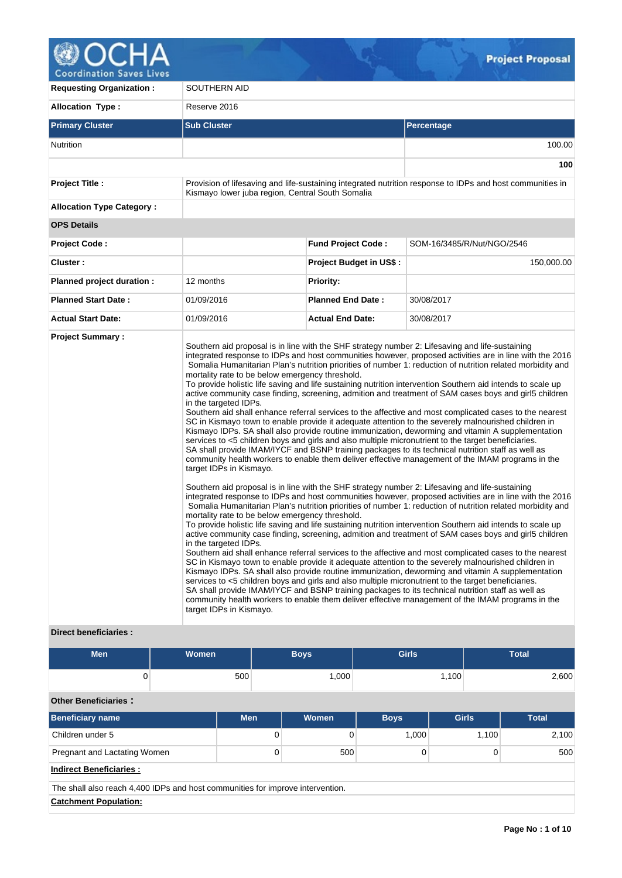# OCHA Coordination Saves Lives — Project Proposal

| | | | |
|---|---|---|---|
| **Requesting Organization :** | SOUTHERN AID | | |
| **Allocation Type :** | Reserve 2016 | | |

| Primary Cluster | Sub Cluster | Percentage |
|---|---|---|
| Nutrition | | 100.00 |
| | | **100** |

| | | | |
|---|---|---|---|
| **Project Title :** | Provision of lifesaving and life-sustaining integrated nutrition response to IDPs and host communities in Kismayo lower juba region, Central South Somalia | | |
| **Allocation Type Category :** | | | |
| **OPS Details** | | | |
| **Project Code :** | | **Fund Project Code :** | SOM-16/3485/R/Nut/NGO/2546 |
| **Cluster :** | | **Project Budget in US$ :** | 150,000.00 |
| **Planned project duration :** | 12 months | **Priority:** | |
| **Planned Start Date :** | 01/09/2016 | **Planned End Date :** | 30/08/2017 |
| **Actual Start Date:** | 01/09/2016 | **Actual End Date:** | 30/08/2017 |

**Project Summary :**

Southern aid proposal is in line with the SHF strategy number 2: Lifesaving and life-sustaining integrated response to IDPs and host communities however, proposed activities are in line with the 2016 Somalia Humanitarian Plan's nutrition priorities of number 1: reduction of nutrition related morbidity and mortality rate to be below emergency threshold.
To provide holistic life saving and life sustaining nutrition intervention Southern aid intends to scale up active community case finding, screening, admition and treatment of SAM cases boys and girl5 children in the targeted IDPs.
Southern aid shall enhance referral services to the affective and most complicated cases to the nearest SC in Kismayo town to enable provide it adequate attention to the severely malnourished children in Kismayo IDPs. SA shall also provide routine immunization, deworming and vitamin A supplementation services to <5 children boys and girls and also multiple micronutrient to the target beneficiaries.
SA shall provide IMAM/IYCF and BSNP training packages to its technical nutrition staff as well as community health workers to enable them deliver effective management of the IMAM programs in the target IDPs in Kismayo.

Southern aid proposal is in line with the SHF strategy number 2: Lifesaving and life-sustaining integrated response to IDPs and host communities however, proposed activities are in line with the 2016 Somalia Humanitarian Plan's nutrition priorities of number 1: reduction of nutrition related morbidity and mortality rate to be below emergency threshold.
To provide holistic life saving and life sustaining nutrition intervention Southern aid intends to scale up active community case finding, screening, admition and treatment of SAM cases boys and girl5 children in the targeted IDPs.
Southern aid shall enhance referral services to the affective and most complicated cases to the nearest SC in Kismayo town to enable provide it adequate attention to the severely malnourished children in Kismayo IDPs. SA shall also provide routine immunization, deworming and vitamin A supplementation services to <5 children boys and girls and also multiple micronutrient to the target beneficiaries.
SA shall provide IMAM/IYCF and BSNP training packages to its technical nutrition staff as well as community health workers to enable them deliver effective management of the IMAM programs in the target IDPs in Kismayo.

**Direct beneficiaries :**

| Men | Women | Boys | Girls | Total |
|---|---|---|---|---|
| 0 | 500 | 1,000 | 1,100 | 2,600 |

**Other Beneficiaries :**

| Beneficiary name | Men | Women | Boys | Girls | Total |
|---|---|---|---|---|---|
| Children under 5 | 0 | 0 | 1,000 | 1,100 | 2,100 |
| Pregnant and Lactating Women | 0 | 500 | 0 | 0 | 500 |

**Indirect Beneficiaries :**

The shall also reach 4,400 IDPs and host communities for improve intervention.

**Catchment Population:**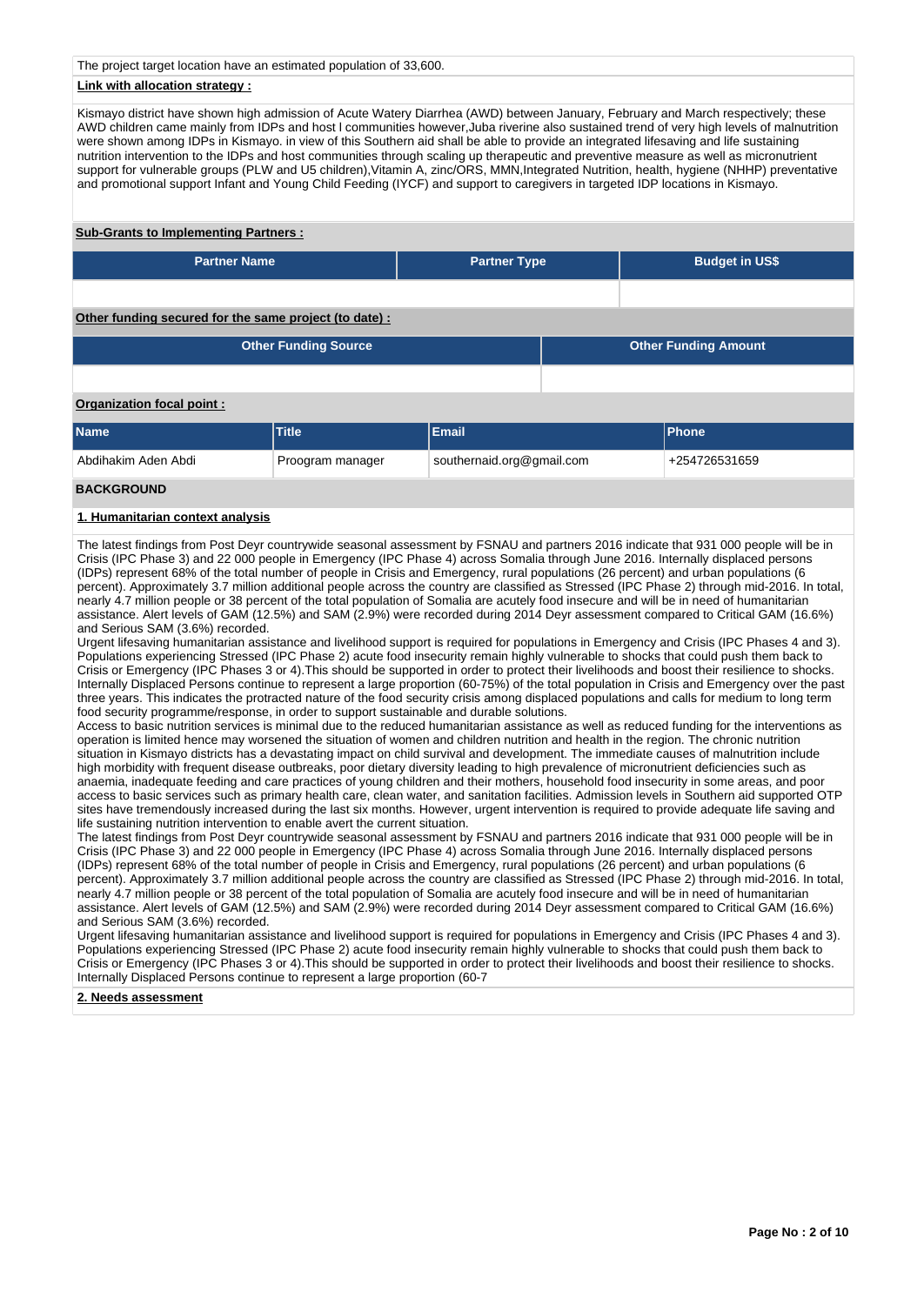The project target location have an estimated population of 33,600.

**Link with allocation strategy :**

Kismayo district have shown high admission of Acute Watery Diarrhea (AWD) between January, February and March respectively; these AWD children came mainly from IDPs and host l communities however,Juba riverine also sustained trend of very high levels of malnutrition were shown among IDPs in Kismayo. in view of this Southern aid shall be able to provide an integrated lifesaving and life sustaining nutrition intervention to the IDPs and host communities through scaling up therapeutic and preventive measure as well as micronutrient support for vulnerable groups (PLW and U5 children),Vitamin A, zinc/ORS, MMN,Integrated Nutrition, health, hygiene (NHHP) preventative and promotional support Infant and Young Child Feeding (IYCF) and support to caregivers in targeted IDP locations in Kismayo.

**Sub-Grants to Implementing Partners :**

| Partner Name | Partner Type | Budget in US$ |
| --- | --- | --- |
| | | |

**Other funding secured for the same project (to date) :**

| Other Funding Source | Other Funding Amount |
| --- | --- |
| | |

**Organization focal point :**

| Name | Title | Email | Phone |
| --- | --- | --- | --- |
| Abdihakim Aden Abdi | Proogram manager | southernaid.org@gmail.com | +254726531659 |

## BACKGROUND

**1. Humanitarian context analysis**

The latest findings from Post Deyr countrywide seasonal assessment by FSNAU and partners 2016 indicate that 931 000 people will be in Crisis (IPC Phase 3) and 22 000 people in Emergency (IPC Phase 4) across Somalia through June 2016. Internally displaced persons (IDPs) represent 68% of the total number of people in Crisis and Emergency, rural populations (26 percent) and urban populations (6 percent). Approximately 3.7 million additional people across the country are classified as Stressed (IPC Phase 2) through mid-2016. In total, nearly 4.7 million people or 38 percent of the total population of Somalia are acutely food insecure and will be in need of humanitarian assistance. Alert levels of GAM (12.5%) and SAM (2.9%) were recorded during 2014 Deyr assessment compared to Critical GAM (16.6%) and Serious SAM (3.6%) recorded.
Urgent lifesaving humanitarian assistance and livelihood support is required for populations in Emergency and Crisis (IPC Phases 4 and 3). Populations experiencing Stressed (IPC Phase 2) acute food insecurity remain highly vulnerable to shocks that could push them back to Crisis or Emergency (IPC Phases 3 or 4).This should be supported in order to protect their livelihoods and boost their resilience to shocks. Internally Displaced Persons continue to represent a large proportion (60-75%) of the total population in Crisis and Emergency over the past three years. This indicates the protracted nature of the food security crisis among displaced populations and calls for medium to long term food security programme/response, in order to support sustainable and durable solutions.
Access to basic nutrition services is minimal due to the reduced humanitarian assistance as well as reduced funding for the interventions as operation is limited hence may worsened the situation of women and children nutrition and health in the region. The chronic nutrition situation in Kismayo districts has a devastating impact on child survival and development. The immediate causes of malnutrition include high morbidity with frequent disease outbreaks, poor dietary diversity leading to high prevalence of micronutrient deficiencies such as anaemia, inadequate feeding and care practices of young children and their mothers, household food insecurity in some areas, and poor access to basic services such as primary health care, clean water, and sanitation facilities. Admission levels in Southern aid supported OTP sites have tremendously increased during the last six months. However, urgent intervention is required to provide adequate life saving and life sustaining nutrition intervention to enable avert the current situation.
The latest findings from Post Deyr countrywide seasonal assessment by FSNAU and partners 2016 indicate that 931 000 people will be in Crisis (IPC Phase 3) and 22 000 people in Emergency (IPC Phase 4) across Somalia through June 2016. Internally displaced persons (IDPs) represent 68% of the total number of people in Crisis and Emergency, rural populations (26 percent) and urban populations (6 percent). Approximately 3.7 million additional people across the country are classified as Stressed (IPC Phase 2) through mid-2016. In total, nearly 4.7 million people or 38 percent of the total population of Somalia are acutely food insecure and will be in need of humanitarian assistance. Alert levels of GAM (12.5%) and SAM (2.9%) were recorded during 2014 Deyr assessment compared to Critical GAM (16.6%) and Serious SAM (3.6%) recorded.
Urgent lifesaving humanitarian assistance and livelihood support is required for populations in Emergency and Crisis (IPC Phases 4 and 3). Populations experiencing Stressed (IPC Phase 2) acute food insecurity remain highly vulnerable to shocks that could push them back to Crisis or Emergency (IPC Phases 3 or 4).This should be supported in order to protect their livelihoods and boost their resilience to shocks. Internally Displaced Persons continue to represent a large proportion (60-7

**2. Needs assessment**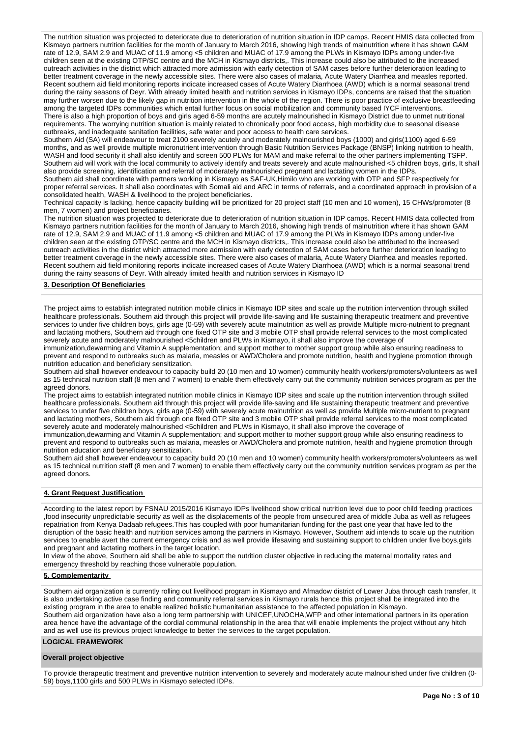The nutrition situation was projected to deteriorate due to deterioration of nutrition situation in IDP camps. Recent HMIS data collected from Kismayo partners nutrition facilities for the month of January to March 2016, showing high trends of malnutrition where it has shown GAM rate of 12.9, SAM 2.9 and MUAC of 11.9 among <5 children and MUAC of 17.9 among the PLWs in Kismayo IDPs among under-five children seen at the existing OTP/SC centre and the MCH in Kismayo districts,. This increase could also be attributed to the increased outreach activities in the district which attracted more admission with early detection of SAM cases before further deterioration leading to better treatment coverage in the newly accessible sites. There were also cases of malaria, Acute Watery Diarrhea and measles reported. Recent southern aid field monitoring reports indicate increased cases of Acute Watery Diarrhoea (AWD) which is a normal seasonal trend during the rainy seasons of Deyr. With already limited health and nutrition services in Kismayo IDPs, concerns are raised that the situation may further worsen due to the likely gap in nutrition intervention in the whole of the region. There is poor practice of exclusive breastfeeding among the targeted IDPs communities which entail further focus on social mobilization and community based IYCF interventions.
There is also a high proportion of boys and girls aged 6-59 months are acutely malnourished in Kismayo District due to unmet nutritional requirements. The worrying nutrition situation is mainly related to chronically poor food access, high morbidity due to seasonal disease outbreaks, and inadequate sanitation facilities, safe water and poor access to health care services.
Southern Aid (SA) will endeavour to treat 2100 severely acutely and moderately malnourished boys (1000) and girls(1100) aged 6-59 months, and as well provide multiple micronutrient intervention through Basic Nutrition Services Package (BNSP) linking nutrition to health, WASH and food security it shall also identify and screen 500 PLWs for MAM and make referral to the other partners implementing TSFP. Southern aid will work with the local community to actively identify and treats severely and acute malnourished <5 children boys, girls, It shall also provide screening, identification and referral of moderately malnourished pregnant and lactating women in the IDPs.
Southern aid shall coordinate with partners working in Kismayo as SAF-UK,Himilo who are working with OTP and SFP respectively for proper referral services. It shall also coordinates with Somali aid and ARC in terms of referrals, and a coordinated approach in provision of a consolidated health, WASH & livelihood to the project beneficiaries.
Technical capacity is lacking, hence capacity building will be prioritized for 20 project staff (10 men and 10 women), 15 CHWs/promoter (8 men, 7 women) and project beneficiaries.
The nutrition situation was projected to deteriorate due to deterioration of nutrition situation in IDP camps. Recent HMIS data collected from Kismayo partners nutrition facilities for the month of January to March 2016, showing high trends of malnutrition where it has shown GAM rate of 12.9, SAM 2.9 and MUAC of 11.9 among <5 children and MUAC of 17.9 among the PLWs in Kismayo IDPs among under-five children seen at the existing OTP/SC centre and the MCH in Kismayo districts,. This increase could also be attributed to the increased outreach activities in the district which attracted more admission with early detection of SAM cases before further deterioration leading to better treatment coverage in the newly accessible sites. There were also cases of malaria, Acute Watery Diarrhea and measles reported. Recent southern aid field monitoring reports indicate increased cases of Acute Watery Diarrhoea (AWD) which is a normal seasonal trend during the rainy seasons of Deyr. With already limited health and nutrition services in Kismayo ID

**3. Description Of Beneficiaries**

The project aims to establish integrated nutrition mobile clinics in Kismayo IDP sites and scale up the nutrition intervention through skilled healthcare professionals. Southern aid through this project will provide life-saving and life sustaining therapeutic treatment and preventive services to under five children boys, girls age (0-59) with severely acute malnutrition as well as provide Multiple micro-nutrient to pregnant and lactating mothers, Southern aid through one fixed OTP site and 3 mobile OTP shall provide referral services to the most complicated severely acute and moderately malnourished <5children and PLWs in Kismayo, it shall also improve the coverage of immunization,dewarming and Vitamin A supplementation; and support mother to mother support group while also ensuring readiness to prevent and respond to outbreaks such as malaria, measles or AWD/Cholera and promote nutrition, health and hygiene promotion through nutrition education and beneficiary sensitization.
Southern aid shall however endeavour to capacity build 20 (10 men and 10 women) community health workers/promoters/volunteers as well as 15 technical nutrition staff (8 men and 7 women) to enable them effectively carry out the community nutrition services program as per the agreed donors.
The project aims to establish integrated nutrition mobile clinics in Kismayo IDP sites and scale up the nutrition intervention through skilled healthcare professionals. Southern aid through this project will provide life-saving and life sustaining therapeutic treatment and preventive services to under five children boys, girls age (0-59) with severely acute malnutrition as well as provide Multiple micro-nutrient to pregnant and lactating mothers, Southern aid through one fixed OTP site and 3 mobile OTP shall provide referral services to the most complicated severely acute and moderately malnourished <5children and PLWs in Kismayo, it shall also improve the coverage of immunization,dewarming and Vitamin A supplementation; and support mother to mother support group while also ensuring readiness to prevent and respond to outbreaks such as malaria, measles or AWD/Cholera and promote nutrition, health and hygiene promotion through nutrition education and beneficiary sensitization.
Southern aid shall however endeavour to capacity build 20 (10 men and 10 women) community health workers/promoters/volunteers as well as 15 technical nutrition staff (8 men and 7 women) to enable them effectively carry out the community nutrition services program as per the agreed donors.

**4. Grant Request Justification**

According to the latest report by FSNAU 2015/2016 Kismayo IDPs livelihood show critical nutrition level due to poor child feeding practices ,food insecurity unpredictable security as well as the displacements of the people from unsecured area of middle Juba as well as refugees repatriation from Kenya Dadaab refugees.This has coupled with poor humanitarian funding for the past one year that have led to the disruption of the basic health and nutrition services among the partners in Kismayo. However, Southern aid intends to scale up the nutrition services to enable avert the current emergency crisis and as well provide lifesaving and sustaining support to children under five boys,girls and pregnant and lactating mothers in the target location.
In view of the above, Southern aid shall be able to support the nutrition cluster objective in reducing the maternal mortality rates and emergency threshold by reaching those vulnerable population.

**5. Complementarity**

Southern aid organization is currently rolling out livelihood program in Kismayo and Afmadow district of Lower Juba through cash transfer, It is also undertaking active case finding and community referral services in Kismayo rurals hence this project shall be integrated into the existing program in the area to enable realized holistic humanitarian assistance to the affected population in Kismayo.
Southern aid organization have also a long term partnership with UNICEF,UNOCHA,WFP and other international partners in its operation area hence have the advantage of the cordial communal relationship in the area that will enable implements the project without any hitch and as well use its previous project knowledge to better the services to the target population.

**LOGICAL FRAMEWORK**

**Overall project objective**

To provide therapeutic treatment and preventive nutrition intervention to severely and moderately acute malnourished under five children (0-59) boys,1100 girls and 500 PLWs in Kismayo selected IDPs.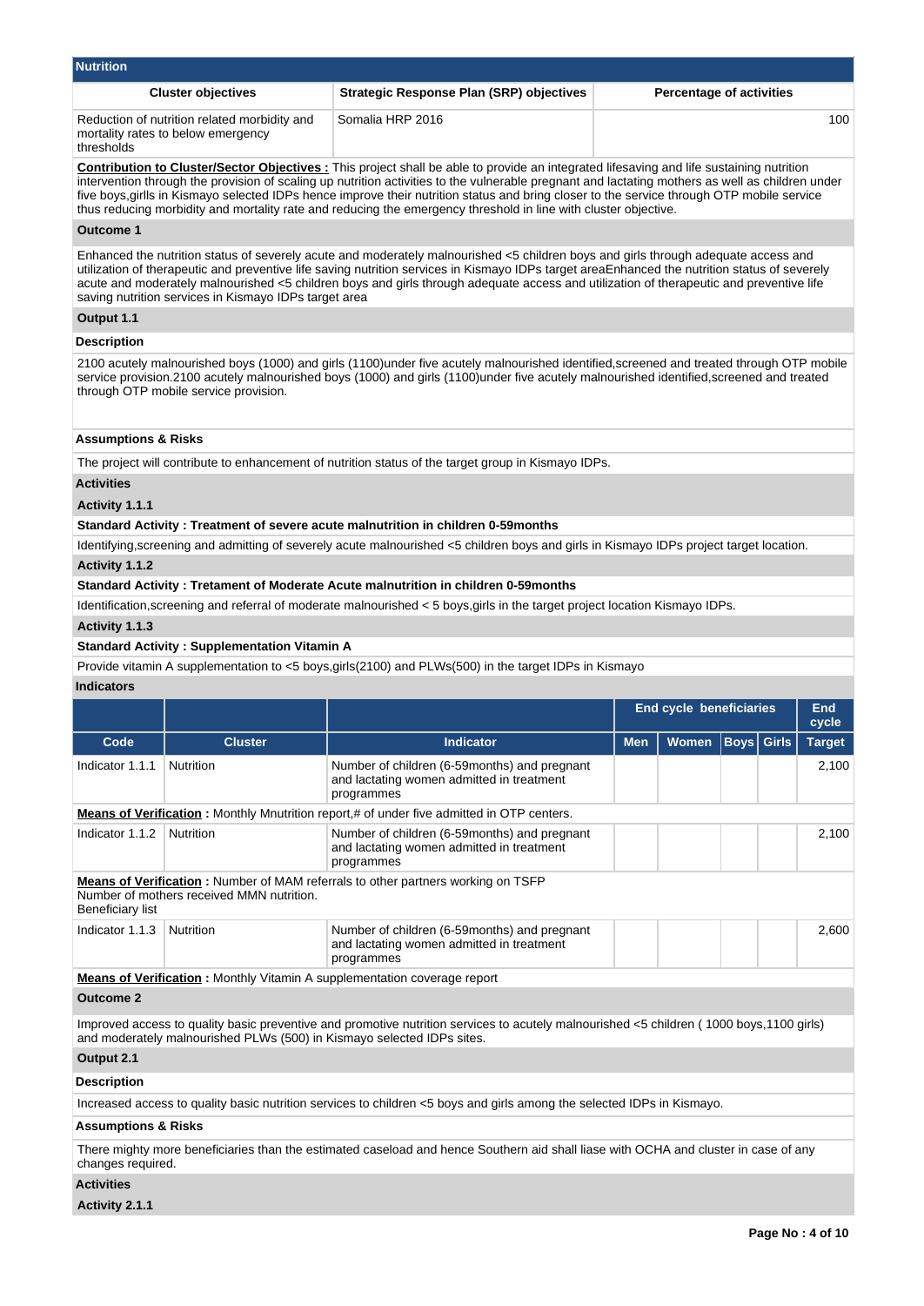## Nutrition

| Cluster objectives | Strategic Response Plan (SRP) objectives | Percentage of activities |
|---|---|---|
| Reduction of nutrition related morbidity and mortality rates to below emergency thresholds | Somalia HRP 2016 | 100 |

**Contribution to Cluster/Sector Objectives :** This project shall be able to provide an integrated lifesaving and life sustaining nutrition intervention through the provision of scaling up nutrition activities to the vulnerable pregnant and lactating mothers as well as children under five boys,girlls in Kismayo selected IDPs hence improve their nutrition status and bring closer to the service through OTP mobile service thus reducing morbidity and mortality rate and reducing the emergency threshold in line with cluster objective.

**Outcome 1**

Enhanced the nutrition status of severely acute and moderately malnourished <5 children boys and girls through adequate access and utilization of therapeutic and preventive life saving nutrition services in Kismayo IDPs target areaEnhanced the nutrition status of severely acute and moderately malnourished <5 children boys and girls through adequate access and utilization of therapeutic and preventive life saving nutrition services in Kismayo IDPs target area

**Output 1.1**

**Description**

2100 acutely malnourished boys (1000) and girls (1100)under five acutely malnourished identified,screened and treated through OTP mobile service provision.2100 acutely malnourished boys (1000) and girls (1100)under five acutely malnourished identified,screened and treated through OTP mobile service provision.

**Assumptions & Risks**

The project will contribute to enhancement of nutrition status of the target group in Kismayo IDPs.

**Activities**

**Activity 1.1.1**

**Standard Activity : Treatment of severe acute malnutrition in children 0-59months**

Identifying,screening and admitting of severely acute malnourished <5 children boys and girls in Kismayo IDPs project target location.

**Activity 1.1.2**

**Standard Activity : Tretament of Moderate Acute malnutrition in children 0-59months**

Identification,screening and referral of moderate malnourished < 5 boys,girls in the target project location Kismayo IDPs.

**Activity 1.1.3**

**Standard Activity : Supplementation Vitamin A**

Provide vitamin A supplementation to <5 boys,girls(2100) and PLWs(500) in the target IDPs in Kismayo

**Indicators**

| | | | End cycle beneficiaries | | | | End cycle |
|---|---|---|---|---|---|---|---|
| **Code** | **Cluster** | **Indicator** | **Men** | **Women** | **Boys** | **Girls** | **Target** |
| Indicator 1.1.1 | Nutrition | Number of children (6-59months) and pregnant and lactating women admitted in treatment programmes | | | | | 2,100 |
| **Means of Verification :** Monthly Mnutrition report,# of under five admitted in OTP centers. | | | | | | | |
| Indicator 1.1.2 | Nutrition | Number of children (6-59months) and pregnant and lactating women admitted in treatment programmes | | | | | 2,100 |
| **Means of Verification :** Number of MAM referrals to other partners working on TSFP Number of mothers received MMN nutrition. Beneficiary list | | | | | | | |
| Indicator 1.1.3 | Nutrition | Number of children (6-59months) and pregnant and lactating women admitted in treatment programmes | | | | | 2,600 |
| **Means of Verification :** Monthly Vitamin A supplementation coverage report | | | | | | | |

**Outcome 2**

Improved access to quality basic preventive and promotive nutrition services to acutely malnourished <5 children ( 1000 boys,1100 girls) and moderately malnourished PLWs (500) in Kismayo selected IDPs sites.

**Output 2.1**

**Description**

Increased access to quality basic nutrition services to children <5 boys and girls among the selected IDPs in Kismayo.

**Assumptions & Risks**

There mighty more beneficiaries than the estimated caseload and hence Southern aid shall liase with OCHA and cluster in case of any changes required.

**Activities**

**Activity 2.1.1**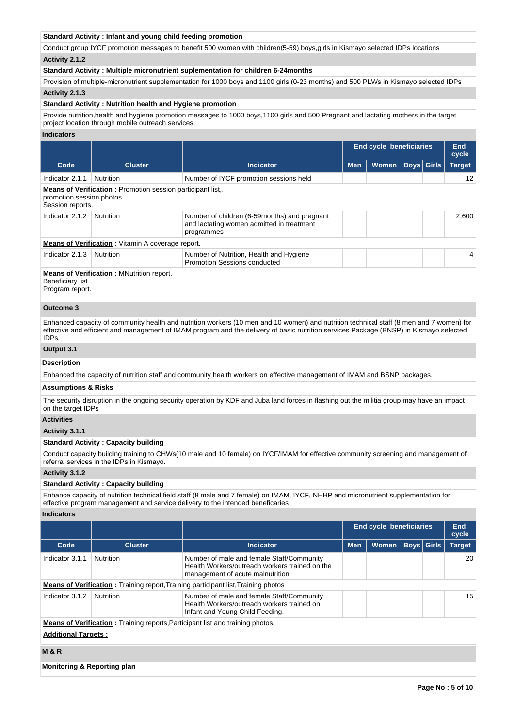**Standard Activity : Infant and young child feeding promotion**

Conduct group IYCF promotion messages to benefit 500 women with children(5-59) boys,girls in Kismayo selected IDPs locations

**Activity 2.1.2**

**Standard Activity : Multiple micronutrient suplementation for children 6-24months**

Provision of multiple-micronutrient supplementation for 1000 boys and 1100 girls (0-23 months) and 500 PLWs in Kismayo selected IDPs

**Activity 2.1.3**

**Standard Activity : Nutrition health and Hygiene promotion**

Provide nutrition,health and hygiene promotion messages to 1000 boys,1100 girls and 500 Pregnant and lactating mothers in the target project location through mobile outreach services.

**Indicators**

| | | | End cycle beneficiaries | | | | End cycle |
|---|---|---|---|---|---|---|---|
| **Code** | **Cluster** | **Indicator** | **Men** | **Women** | **Boys** | **Girls** | **Target** |
| Indicator 2.1.1 | Nutrition | Number of IYCF promotion sessions held | | | | | 12 |
| **Means of Verification :** Promotion session participant list,. promotion session photos Session reports. | | | | | | | |
| Indicator 2.1.2 | Nutrition | Number of children (6-59months) and pregnant and lactating women admitted in treatment programmes | | | | | 2,600 |
| **Means of Verification :** Vitamin A coverage report. | | | | | | | |
| Indicator 2.1.3 | Nutrition | Number of Nutrition, Health and Hygiene Promotion Sessions conducted | | | | | 4 |
| **Means of Verification :** MNutrition report. Beneficiary list Program report. | | | | | | | |

**Outcome 3**

Enhanced capacity of community health and nutrition workers (10 men and 10 women) and nutrition technical staff (8 men and 7 women) for effective and efficient and management of IMAM program and the delivery of basic nutrition services Package (BNSP) in Kismayo selected IDPs.

**Output 3.1**

**Description**

Enhanced the capacity of nutrition staff and community health workers on effective management of IMAM and BSNP packages.

**Assumptions & Risks**

The security disruption in the ongoing security operation by KDF and Juba land forces in flashing out the militia group may have an impact on the target IDPs

**Activities**

**Activity 3.1.1**

**Standard Activity : Capacity building**

Conduct capacity building training to CHWs(10 male and 10 female) on IYCF/IMAM for effective community screening and management of referral services in the IDPs in Kismayo.

**Activity 3.1.2**

**Standard Activity : Capacity building**

Enhance capacity of nutrition technical field staff (8 male and 7 female) on IMAM, IYCF, NHHP and micronutrient supplementation for effective program management and service delivery to the intended beneficaries

**Indicators**

| | | | End cycle beneficiaries | | | | End cycle |
|---|---|---|---|---|---|---|---|
| **Code** | **Cluster** | **Indicator** | **Men** | **Women** | **Boys** | **Girls** | **Target** |
| Indicator 3.1.1 | Nutrition | Number of male and female Staff/Community Health Workers/outreach workers trained on the management of acute malnutrition | | | | | 20 |
| **Means of Verification :** Training report,Training participant list,Training photos | | | | | | | |
| Indicator 3.1.2 | Nutrition | Number of male and female Staff/Community Health Workers/outreach workers trained on Infant and Young Child Feeding. | | | | | 15 |
| **Means of Verification :** Training reports,Participant list and training photos. | | | | | | | |

**Additional Targets :**

**M & R**

**Monitoring & Reporting plan**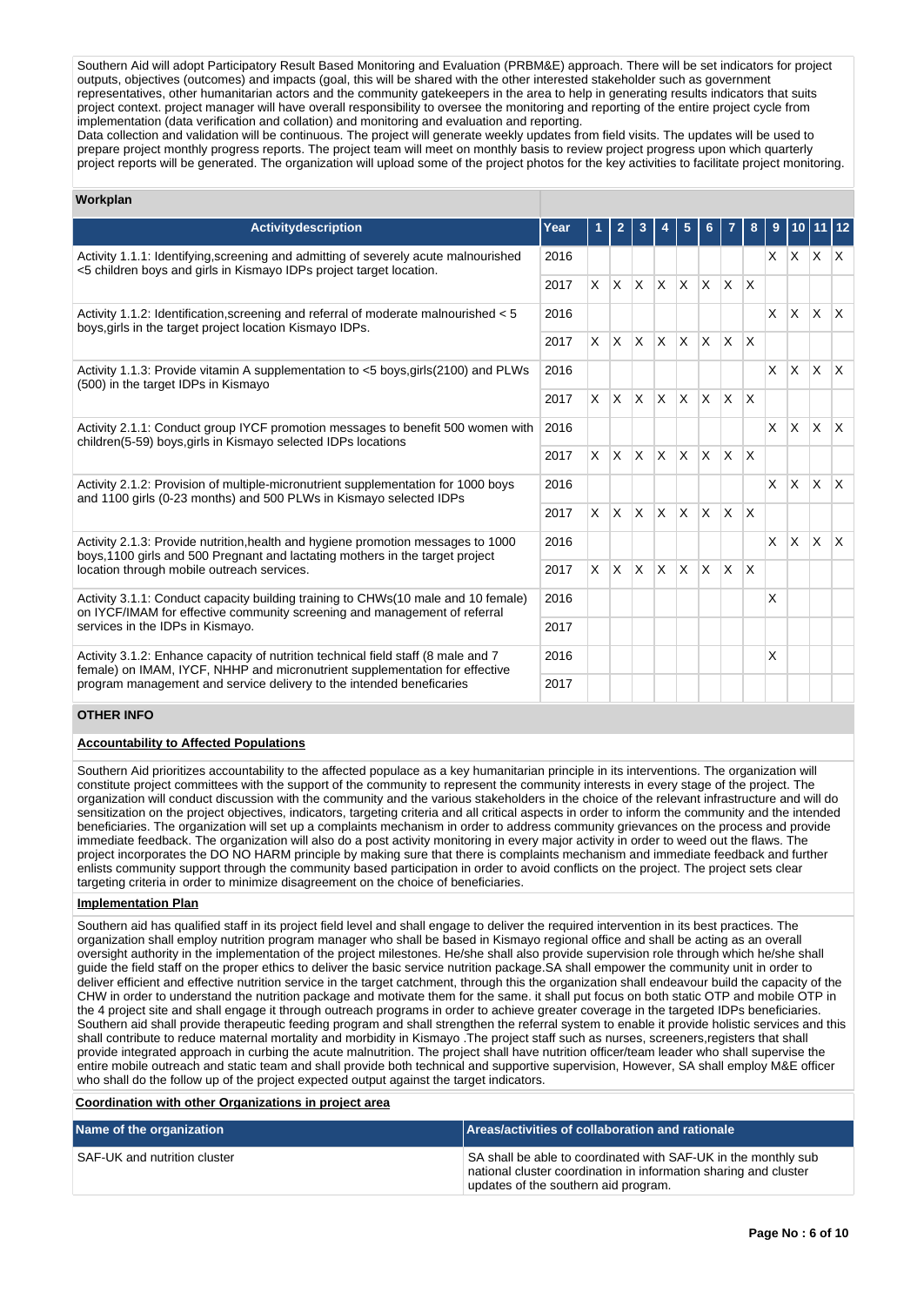Southern Aid will adopt Participatory Result Based Monitoring and Evaluation (PRBM&E) approach. There will be set indicators for project outputs, objectives (outcomes) and impacts (goal, this will be shared with the other interested stakeholder such as government representatives, other humanitarian actors and the community gatekeepers in the area to help in generating results indicators that suits project context. project manager will have overall responsibility to oversee the monitoring and reporting of the entire project cycle from implementation (data verification and collation) and monitoring and evaluation and reporting.
Data collection and validation will be continuous. The project will generate weekly updates from field visits. The updates will be used to prepare project monthly progress reports. The project team will meet on monthly basis to review project progress upon which quarterly project reports will be generated. The organization will upload some of the project photos for the key activities to facilitate project monitoring.

**Workplan**

| Activitydescription | Year | 1 | 2 | 3 | 4 | 5 | 6 | 7 | 8 | 9 | 10 | 11 | 12 |
|---|---|---|---|---|---|---|---|---|---|---|---|---|---|
| Activity 1.1.1: Identifying,screening and admitting of severely acute malnourished <5 children boys and girls in Kismayo IDPs project target location. | 2016 | | | | | | | | | X | X | X | X |
| | 2017 | X | X | X | X | X | X | X | X | | | | |
| Activity 1.1.2: Identification,screening and referral of moderate malnourished < 5 boys,girls in the target project location Kismayo IDPs. | 2016 | | | | | | | | | X | X | X | X |
| | 2017 | X | X | X | X | X | X | X | X | | | | |
| Activity 1.1.3: Provide vitamin A supplementation to <5 boys,girls(2100) and PLWs (500) in the target IDPs in Kismayo | 2016 | | | | | | | | | X | X | X | X |
| | 2017 | X | X | X | X | X | X | X | X | | | | |
| Activity 2.1.1: Conduct group IYCF promotion messages to benefit 500 women with children(5-59) boys,girls in Kismayo selected IDPs locations | 2016 | | | | | | | | | X | X | X | X |
| | 2017 | X | X | X | X | X | X | X | X | | | | |
| Activity 2.1.2: Provision of multiple-micronutrient supplementation for 1000 boys and 1100 girls (0-23 months) and 500 PLWs in Kismayo selected IDPs | 2016 | | | | | | | | | X | X | X | X |
| | 2017 | X | X | X | X | X | X | X | X | | | | |
| Activity 2.1.3: Provide nutrition,health and hygiene promotion messages to 1000 boys,1100 girls and 500 Pregnant and lactating mothers in the target project location through mobile outreach services. | 2016 | | | | | | | | | X | X | X | X |
| | 2017 | X | X | X | X | X | X | X | X | | | | |
| Activity 3.1.1: Conduct capacity building training to CHWs(10 male and 10 female) on IYCF/IMAM for effective community screening and management of referral services in the IDPs in Kismayo. | 2016 | | | | | | | | | X | | | |
| | 2017 | | | | | | | | | | | | |
| Activity 3.1.2: Enhance capacity of nutrition technical field staff (8 male and 7 female) on IMAM, IYCF, NHHP and micronutrient supplementation for effective program management and service delivery to the intended beneficaries | 2016 | | | | | | | | | X | | | |
| | 2017 | | | | | | | | | | | | |

**OTHER INFO**

**Accountability to Affected Populations**

Southern Aid prioritizes accountability to the affected populace as a key humanitarian principle in its interventions. The organization will constitute project committees with the support of the community to represent the community interests in every stage of the project. The organization will conduct discussion with the community and the various stakeholders in the choice of the relevant infrastructure and will do sensitization on the project objectives, indicators, targeting criteria and all critical aspects in order to inform the community and the intended beneficiaries. The organization will set up a complaints mechanism in order to address community grievances on the process and provide immediate feedback. The organization will also do a post activity monitoring in every major activity in order to weed out the flaws. The project incorporates the DO NO HARM principle by making sure that there is complaints mechanism and immediate feedback and further enlists community support through the community based participation in order to avoid conflicts on the project. The project sets clear targeting criteria in order to minimize disagreement on the choice of beneficiaries.

**Implementation Plan**

Southern aid has qualified staff in its project field level and shall engage to deliver the required intervention in its best practices. The organization shall employ nutrition program manager who shall be based in Kismayo regional office and shall be acting as an overall oversight authority in the implementation of the project milestones. He/she shall also provide supervision role through which he/she shall guide the field staff on the proper ethics to deliver the basic service nutrition package.SA shall empower the community unit in order to deliver efficient and effective nutrition service in the target catchment, through this the organization shall endeavour build the capacity of the CHW in order to understand the nutrition package and motivate them for the same. it shall put focus on both static OTP and mobile OTP in the 4 project site and shall engage it through outreach programs in order to achieve greater coverage in the targeted IDPs beneficiaries. Southern aid shall provide therapeutic feeding program and shall strengthen the referral system to enable it provide holistic services and this shall contribute to reduce maternal mortality and morbidity in Kismayo .The project staff such as nurses, screeners,registers that shall provide integrated approach in curbing the acute malnutrition. The project shall have nutrition officer/team leader who shall supervise the entire mobile outreach and static team and shall provide both technical and supportive supervision, However, SA shall employ M&E officer who shall do the follow up of the project expected output against the target indicators.

**Coordination with other Organizations in project area**

| Name of the organization | Areas/activities of collaboration and rationale |
|---|---|
| SAF-UK and nutrition cluster | SA shall be able to coordinated with SAF-UK in the monthly sub national cluster coordination in information sharing and cluster updates of the southern aid program. |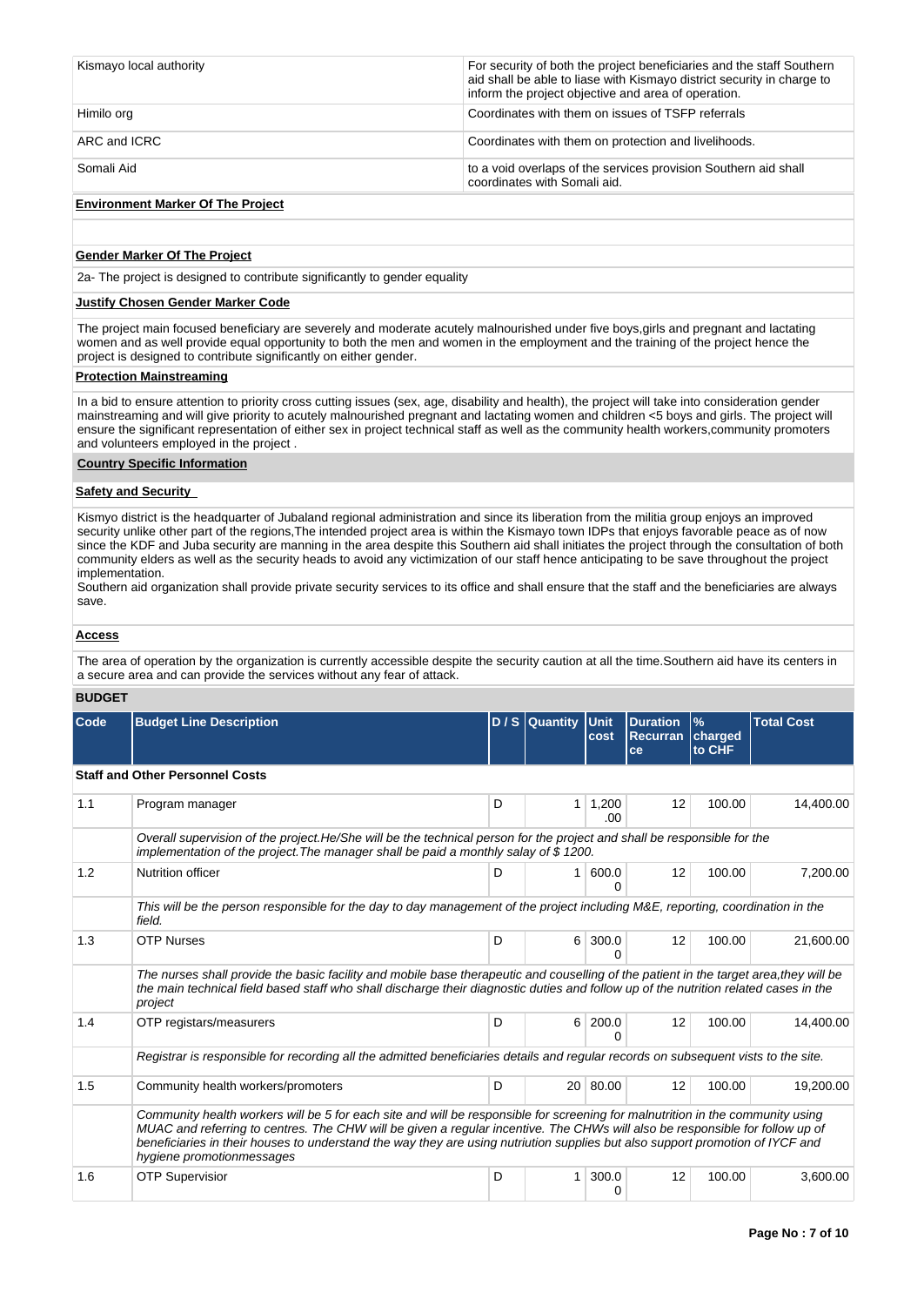| | |
|---|---|
| Kismayo local authority | For security of both the project beneficiaries and the staff Southern aid shall be able to liase with Kismayo district security in charge to inform the project objective and area of operation. |
| Himilo org | Coordinates with them on issues of TSFP referrals |
| ARC and ICRC | Coordinates with them on protection and livelihoods. |
| Somali Aid | to a void overlaps of the services provision Southern aid shall coordinates with Somali aid. |

**Environment Marker Of The Project**

**Gender Marker Of The Project**

2a- The project is designed to contribute significantly to gender equality

**Justify Chosen Gender Marker Code**

The project main focused beneficiary are severely and moderate acutely malnourished under five boys,girls and pregnant and lactating women and as well provide equal opportunity to both the men and women in the employment and the training of the project hence the project is designed to contribute significantly on either gender.

**Protection Mainstreaming**

In a bid to ensure attention to priority cross cutting issues (sex, age, disability and health), the project will take into consideration gender mainstreaming and will give priority to acutely malnourished pregnant and lactating women and children <5 boys and girls. The project will ensure the significant representation of either sex in project technical staff as well as the community health workers,community promoters and volunteers employed in the project .

**Country Specific Information**

**Safety and Security**

Kismyo district is the headquarter of Jubaland regional administration and since its liberation from the militia group enjoys an improved security unlike other part of the regions,The intended project area is within the Kismayo town IDPs that enjoys favorable peace as of now since the KDF and Juba security are manning in the area despite this Southern aid shall initiates the project through the consultation of both community elders as well as the security heads to avoid any victimization of our staff hence anticipating to be save throughout the project implementation.
Southern aid organization shall provide private security services to its office and shall ensure that the staff and the beneficiaries are always save.

**Access**

The area of operation by the organization is currently accessible despite the security caution at all the time.Southern aid have its centers in a secure area and can provide the services without any fear of attack.

**BUDGET**

| Code | Budget Line Description | D / S | Quantity | Unit cost | Duration Recurrance | % charged to CHF | Total Cost |
|---|---|---|---|---|---|---|---|
| **Staff and Other Personnel Costs** | | | | | | | |
| 1.1 | Program manager | D | 1 | 1,200.00 | 12 | 100.00 | 14,400.00 |
| | *Overall supervision of the project.He/She will be the technical person for the project and shall be responsible for the implementation of the project.The manager shall be paid a monthly salay of $ 1200.* | | | | | | |
| 1.2 | Nutrition officer | D | 1 | 600.00 | 12 | 100.00 | 7,200.00 |
| | *This will be the person responsible for the day to day management of the project including M&E, reporting, coordination in the field.* | | | | | | |
| 1.3 | OTP Nurses | D | 6 | 300.00 | 12 | 100.00 | 21,600.00 |
| | *The nurses shall provide the basic facility and mobile base therapeutic and couselling of the patient in the target area,they will be the main technical field based staff who shall discharge their diagnostic duties and follow up of the nutrition related cases in the project* | | | | | | |
| 1.4 | OTP registars/measurers | D | 6 | 200.00 | 12 | 100.00 | 14,400.00 |
| | *Registrar is responsible for recording all the admitted beneficiaries details and regular records on subsequent vists to the site.* | | | | | | |
| 1.5 | Community health workers/promoters | D | 20 | 80.00 | 12 | 100.00 | 19,200.00 |
| | *Community health workers will be 5 for each site and will be responsible for screening for malnutrition in the community using MUAC and referring to centres. The CHW will be given a regular incentive. The CHWs will also be responsible for follow up of beneficiaries in their houses to understand the way they are using nutriution supplies but also support promotion of IYCF and hygiene promotionmessages* | | | | | | |
| 1.6 | OTP Supervisior | D | 1 | 300.00 | 12 | 100.00 | 3,600.00 |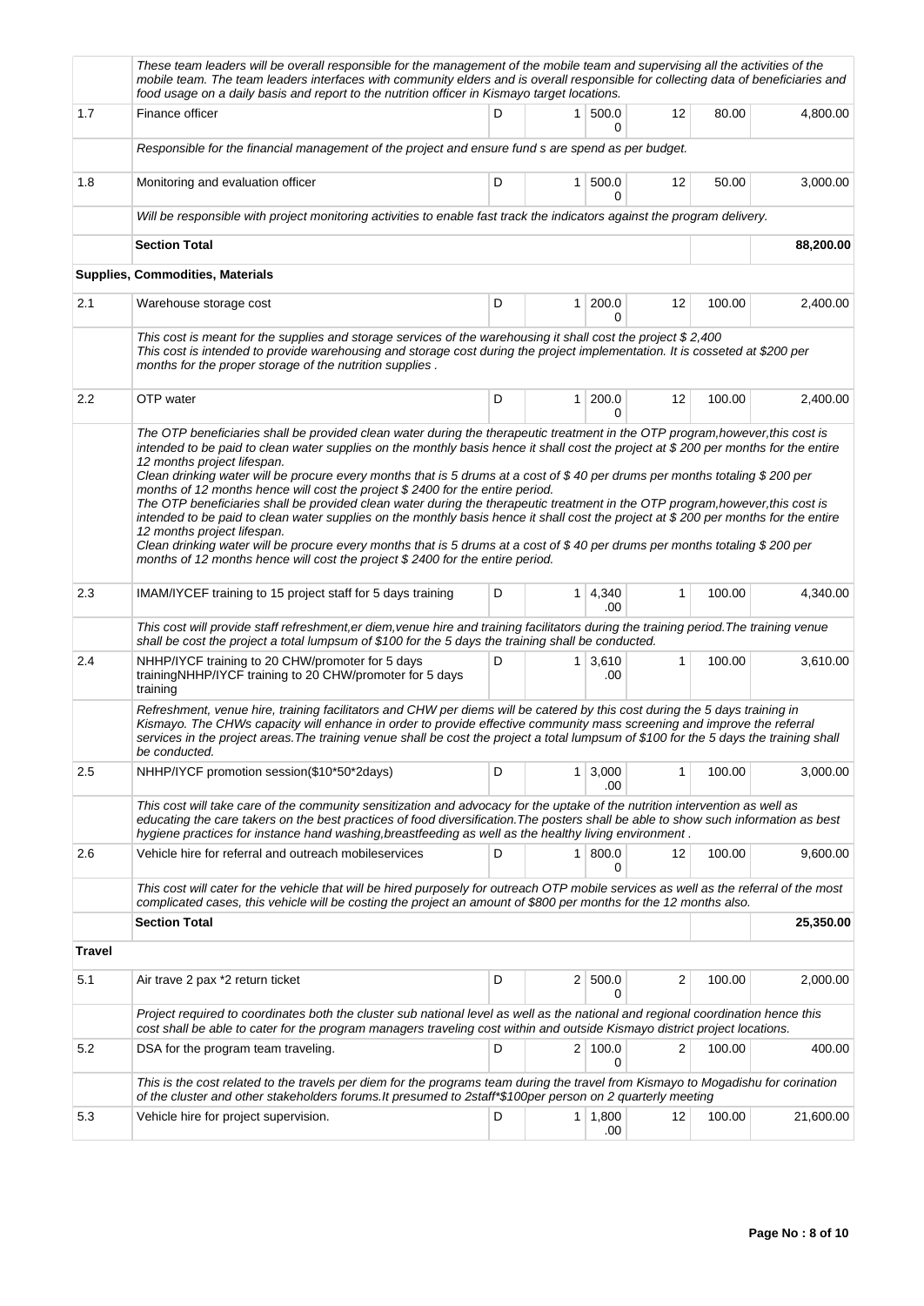| | | | | | | | |
|---|---|---|---|---|---|---|---|
| | *These team leaders will be overall responsible for the management of the mobile team and supervising all the activities of the mobile team. The team leaders interfaces with community elders and is overall responsible for collecting data of beneficiaries and food usage on a daily basis and report to the nutrition officer in Kismayo target locations.* | | | | | | |
| 1.7 | Finance officer | D | 1 | 500.00 | 12 | 80.00 | 4,800.00 |
| | *Responsible for the financial management of the project and ensure fund s are spend as per budget.* | | | | | | |
| 1.8 | Monitoring and evaluation officer | D | 1 | 500.00 | 12 | 50.00 | 3,000.00 |
| | *Will be responsible with project monitoring activities to enable fast track the indicators against the program delivery.* | | | | | | |
| | **Section Total** | | | | | | **88,200.00** |
| | **Supplies, Commodities, Materials** | | | | | | |
| 2.1 | Warehouse storage cost | D | 1 | 200.00 | 12 | 100.00 | 2,400.00 |
| | *This cost is meant for the supplies and storage services of the warehousing it shall cost the project $ 2,400*<br>*This cost is intended to provide warehousing and storage cost during the project implementation. It is cosseted at $200 per months for the proper storage of the nutrition supplies .* | | | | | | |
| 2.2 | OTP water | D | 1 | 200.00 | 12 | 100.00 | 2,400.00 |
| | *The OTP beneficiaries shall be provided clean water during the therapeutic treatment in the OTP program,however,this cost is intended to be paid to clean water supplies on the monthly basis hence it shall cost the project at $ 200 per months for the entire 12 months project lifespan.*<br>*Clean drinking water will be procure every months that is 5 drums at a cost of $ 40 per drums per months totaling $ 200 per months of 12 months hence will cost the project $ 2400 for the entire period.*<br>*The OTP beneficiaries shall be provided clean water during the therapeutic treatment in the OTP program,however,this cost is intended to be paid to clean water supplies on the monthly basis hence it shall cost the project at $ 200 per months for the entire 12 months project lifespan.*<br>*Clean drinking water will be procure every months that is 5 drums at a cost of $ 40 per drums per months totaling $ 200 per months of 12 months hence will cost the project $ 2400 for the entire period.* | | | | | | |
| 2.3 | IMAM/IYCEF training to 15 project staff for 5 days training | D | 1 | 4,340.00 | 1 | 100.00 | 4,340.00 |
| | *This cost will provide staff refreshment,er diem,venue hire and training facilitators during the training period.The training venue shall be cost the project a total lumpsum of $100 for the 5 days the training shall be conducted.* | | | | | | |
| 2.4 | NHHP/IYCF training to 20 CHW/promoter for 5 days trainingNHHP/IYCF training to 20 CHW/promoter for 5 days training | D | 1 | 3,610.00 | 1 | 100.00 | 3,610.00 |
| | *Refreshment, venue hire, training facilitators and CHW per diems will be catered by this cost during the 5 days training in Kismayo. The CHWs capacity will enhance in order to provide effective community mass screening and improve the referral services in the project areas.The training venue shall be cost the project a total lumpsum of $100 for the 5 days the training shall be conducted.* | | | | | | |
| 2.5 | NHHP/IYCF promotion session($10*50*2days) | D | 1 | 3,000.00 | 1 | 100.00 | 3,000.00 |
| | *This cost will take care of the community sensitization and advocacy for the uptake of the nutrition intervention as well as educating the care takers on the best practices of food diversification.The posters shall be able to show such information as best hygiene practices for instance hand washing,breastfeeding as well as the healthy living environment .* | | | | | | |
| 2.6 | Vehicle hire for referral and outreach mobileservices | D | 1 | 800.00 | 12 | 100.00 | 9,600.00 |
| | *This cost will cater for the vehicle that will be hired purposely for outreach OTP mobile services as well as the referral of the most complicated cases, this vehicle will be costing the project an amount of $800 per months for the 12 months also.* | | | | | | |
| | **Section Total** | | | | | | **25,350.00** |
| **Travel** | | | | | | | |
| 5.1 | Air trave 2 pax *2 return ticket | D | 2 | 500.00 | 2 | 100.00 | 2,000.00 |
| | *Project required to coordinates both the cluster sub national level as well as the national and regional coordination hence this cost shall be able to cater for the program managers traveling cost within and outside Kismayo district project locations.* | | | | | | |
| 5.2 | DSA for the program team traveling. | D | 2 | 100.00 | 2 | 100.00 | 400.00 |
| | *This is the cost related to the travels per diem for the programs team during the travel from Kismayo to Mogadishu for corination of the cluster and other stakeholders forums.It presumed to 2staff*$100per person on 2 quarterly meeting* | | | | | | |
| 5.3 | Vehicle hire for project supervision. | D | 1 | 1,800.00 | 12 | 100.00 | 21,600.00 |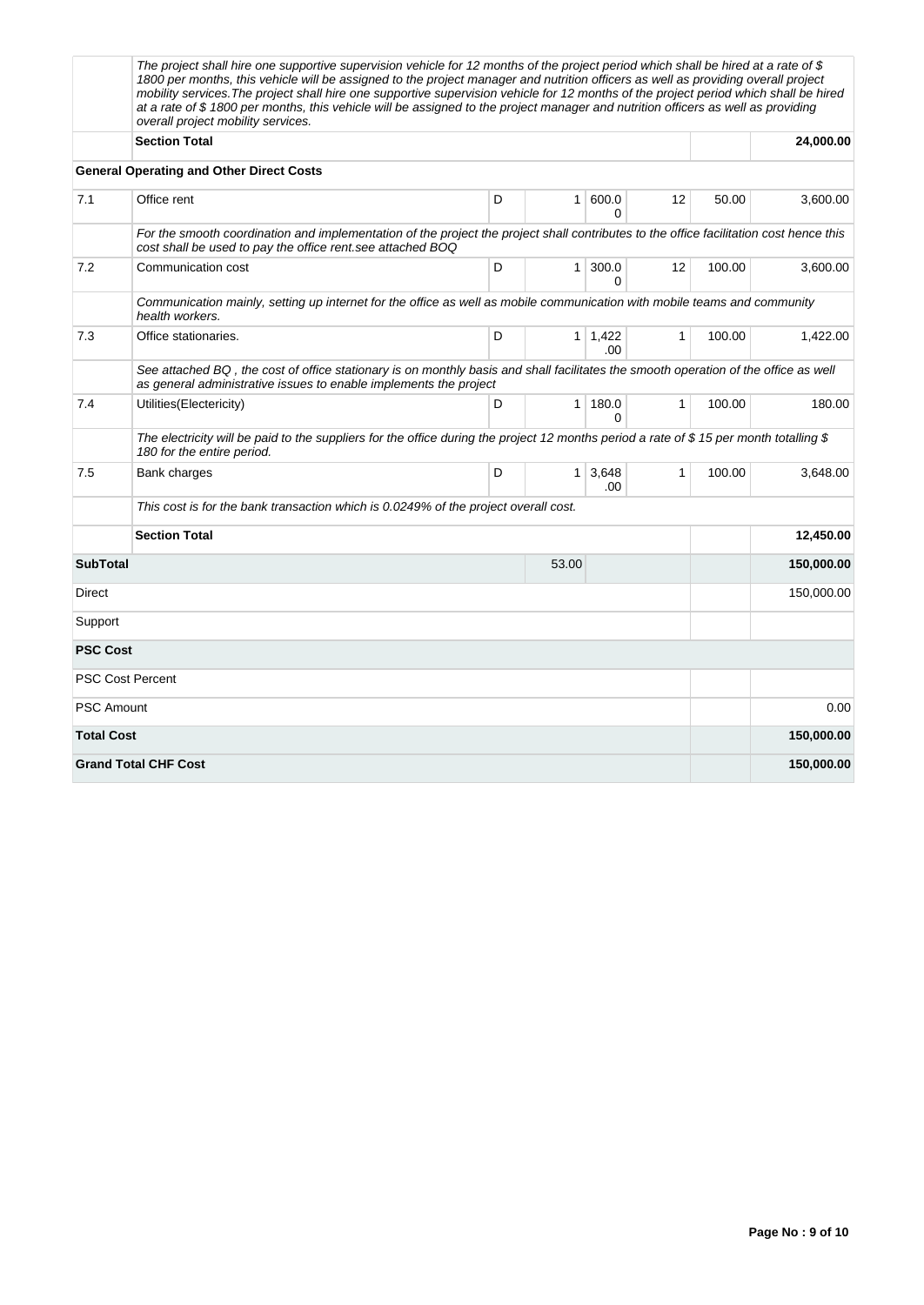|  | The project shall hire one supportive supervision vehicle for 12 months of the project period which shall be hired at a rate of $ 1800 per months, this vehicle will be assigned to the project manager and nutrition officers as well as providing overall project mobility services.The project shall hire one supportive supervision vehicle for 12 months of the project period which shall be hired at a rate of $ 1800 per months, this vehicle will be assigned to the project manager and nutrition officers as well as providing overall project mobility services. | | | | | | |
|---|---|---|---|---|---|---|---|
|  | **Section Total** | | | | | | **24,000.00** |
| **General Operating and Other Direct Costs** | | | | | | | |
| 7.1 | Office rent | D | 1 | 600.00 | 12 | 50.00 | 3,600.00 |
|  | For the smooth coordination and implementation of the project the project shall contributes to the office facilitation cost hence this cost shall be used to pay the office rent.see attached BOQ | | | | | | |
| 7.2 | Communication cost | D | 1 | 300.00 | 12 | 100.00 | 3,600.00 |
|  | Communication mainly, setting up internet for the office as well as mobile communication with mobile teams and community health workers. | | | | | | |
| 7.3 | Office stationaries. | D | 1 | 1,422.00 | 1 | 100.00 | 1,422.00 |
|  | See attached BQ , the cost of office stationary is on monthly basis and shall facilitates the smooth operation of the office as well as general administrative issues to enable implements the project | | | | | | |
| 7.4 | Utilities(Electericity) | D | 1 | 180.00 | 1 | 100.00 | 180.00 |
|  | The electricity will be paid to the suppliers for the office during the project 12 months period a rate of $ 15 per month totalling $ 180 for the entire period. | | | | | | |
| 7.5 | Bank charges | D | 1 | 3,648.00 | 1 | 100.00 | 3,648.00 |
|  | This cost is for the bank transaction which is 0.0249% of the project overall cost. | | | | | | |
|  | **Section Total** | | | | | | **12,450.00** |
| **SubTotal** | | | 53.00 | | | | **150,000.00** |
| Direct | | | | | | | 150,000.00 |
| Support | | | | | | | |
| **PSC Cost** | | | | | | | |
| PSC Cost Percent | | | | | | | |
| PSC Amount | | | | | | | 0.00 |
| **Total Cost** | | | | | | | **150,000.00** |
| **Grand Total CHF Cost** | | | | | | | **150,000.00** |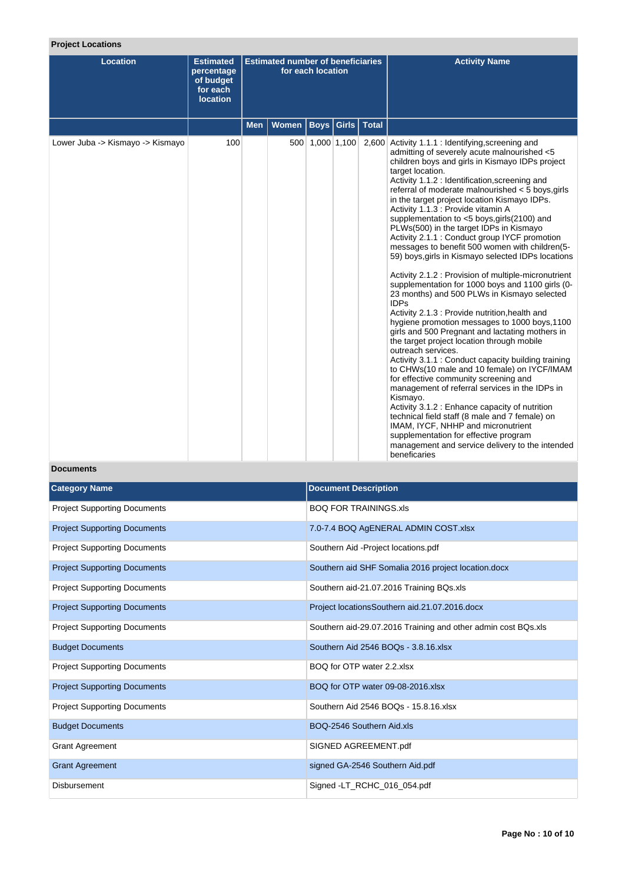## Project Locations

| Location | Estimated percentage of budget for each location | Estimated number of beneficiaries for each location | | | | | Activity Name |
|---|---|---|---|---|---|---|---|
| | | Men | Women | Boys | Girls | Total | |
| Lower Juba -> Kismayo -> Kismayo | 100 | | 500 | 1,000 | 1,100 | 2,600 | Activity 1.1.1 : Identifying,screening and admitting of severely acute malnourished <5 children boys and girls in Kismayo IDPs project target location.<br>Activity 1.1.2 : Identification,screening and referral of moderate malnourished < 5 boys,girls in the target project location Kismayo IDPs.<br>Activity 1.1.3 : Provide vitamin A supplementation to <5 boys,girls(2100) and PLWs(500) in the target IDPs in Kismayo<br>Activity 2.1.1 : Conduct group IYCF promotion messages to benefit 500 women with children(5-59) boys,girls in Kismayo selected IDPs locations<br><br>Activity 2.1.2 : Provision of multiple-micronutrient supplementation for 1000 boys and 1100 girls (0-23 months) and 500 PLWs in Kismayo selected IDPs<br>Activity 2.1.3 : Provide nutrition,health and hygiene promotion messages to 1000 boys,1100 girls and 500 Pregnant and lactating mothers in the target project location through mobile outreach services.<br>Activity 3.1.1 : Conduct capacity building training to CHWs(10 male and 10 female) on IYCF/IMAM for effective community screening and management of referral services in the IDPs in Kismayo.<br>Activity 3.1.2 : Enhance capacity of nutrition technical field staff (8 male and 7 female) on IMAM, IYCF, NHHP and micronutrient supplementation for effective program management and service delivery to the intended beneficaries |

## Documents

| Category Name | Document Description |
|---|---|
| Project Supporting Documents | BOQ FOR TRAININGS.xls |
| Project Supporting Documents | 7.0-7.4 BOQ AgENERAL ADMIN COST.xlsx |
| Project Supporting Documents | Southern Aid -Project locations.pdf |
| Project Supporting Documents | Southern aid SHF Somalia 2016 project location.docx |
| Project Supporting Documents | Southern aid-21.07.2016 Training BQs.xls |
| Project Supporting Documents | Project locationsSouthern aid.21.07.2016.docx |
| Project Supporting Documents | Southern aid-29.07.2016 Training and other admin cost BQs.xls |
| Budget Documents | Southern Aid 2546 BOQs - 3.8.16.xlsx |
| Project Supporting Documents | BOQ for OTP water 2.2.xlsx |
| Project Supporting Documents | BOQ for OTP water 09-08-2016.xlsx |
| Project Supporting Documents | Southern Aid 2546 BOQs - 15.8.16.xlsx |
| Budget Documents | BOQ-2546 Southern Aid.xls |
| Grant Agreement | SIGNED AGREEMENT.pdf |
| Grant Agreement | signed GA-2546 Southern Aid.pdf |
| Disbursement | Signed -LT_RCHC_016_054.pdf |